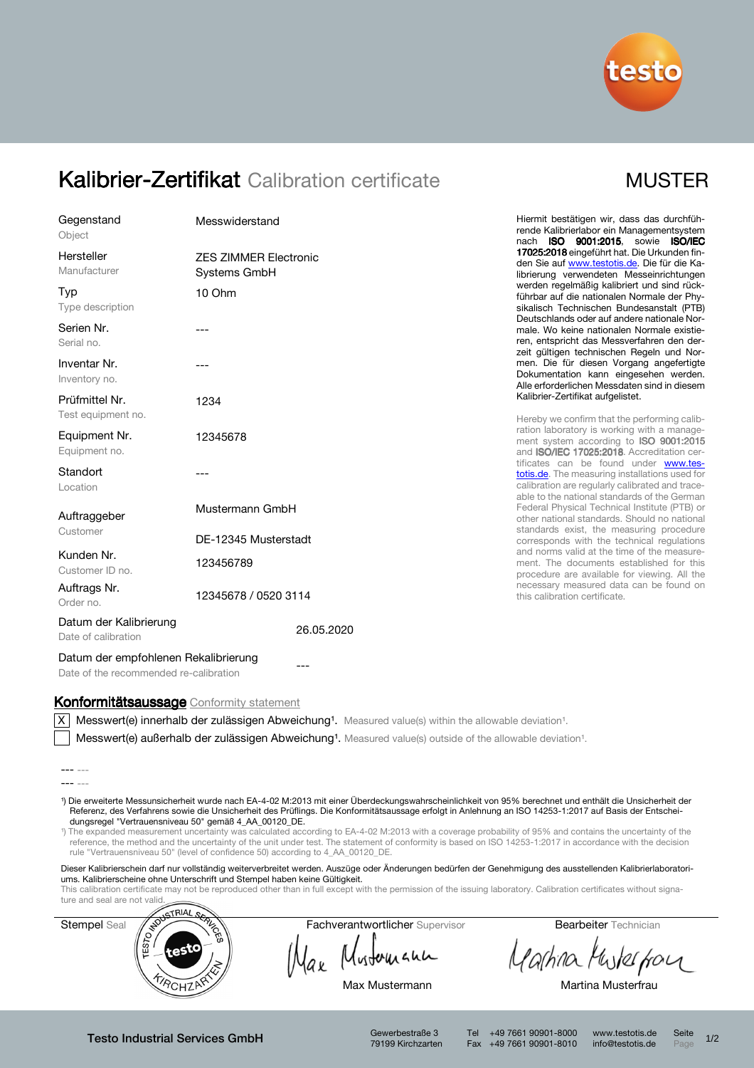# Kalibrier-Zertifikat Calibration certificate

MUSTER

| | |
|---|---|
| Gegenstand<br>Object | Messwiderstand |
| Hersteller<br>Manufacturer | ZES ZIMMER Electronic Systems GmbH |
| Typ<br>Type description | 10 Ohm |
| Serien Nr.<br>Serial no. | --- |
| Inventar Nr.<br>Inventory no. | --- |
| Prüfmittel Nr.<br>Test equipment no. | 1234 |
| Equipment Nr.<br>Equipment no. | 12345678 |
| Standort<br>Location | --- |
| Auftraggeber<br>Customer | Mustermann GmbH<br>DE-12345 Musterstadt |
| Kunden Nr.<br>Customer ID no. | 123456789 |
| Auftrags Nr.<br>Order no. | 12345678 / 0520 3114 |
| Datum der Kalibrierung<br>Date of calibration | 26.05.2020 |
| Datum der empfohlenen Rekalibrierung<br>Date of the recommended re-calibration | --- |

Hiermit bestätigen wir, dass das durchführende Kalibrierlabor ein Managementsystem nach **ISO 9001:2015**, sowie **ISO/IEC 17025:2018** eingeführt hat. Die Urkunden finden Sie auf www.testotis.de. Die für die Kalibrierung verwendeten Messeinrichtungen werden regelmäßig kalibriert und sind rückführbar auf die nationalen Normale der Physikalisch Technischen Bundesanstalt (PTB) Deutschlands oder auf andere nationale Normale. Wo keine nationalen Normale existieren, entspricht das Messverfahren den derzeit gültigen technischen Regeln und Normen. Die für diesen Vorgang angefertigte Dokumentation kann eingesehen werden. Alle erforderlichen Messdaten sind in diesem Kalibrier-Zertifikat aufgelistet.

Hereby we confirm that the performing calibration laboratory is working with a management system according to **ISO 9001:2015** and **ISO/IEC 17025:2018**. Accreditation certificates can be found under www.testotis.de. The measuring installations used for calibration are regularly calibrated and traceable to the national standards of the German Federal Physical Technical Institute (PTB) or other national standards. Should no national standards exist, the measuring procedure corresponds with the technical regulations and norms valid at the time of the measurement. The documents established for this procedure are available for viewing. All the necessary measured data can be found on this calibration certificate.

## Konformitätsaussage Conformity statement

- [X] Messwert(e) innerhalb der zulässigen Abweichung[1]. Measured value(s) within the allowable deviation[1].
- [ ] Messwert(e) außerhalb der zulässigen Abweichung[1]. Measured value(s) outside of the allowable deviation[1].

--- ---
--- ---

[1]) Die erweiterte Messunsicherheit wurde nach EA-4-02 M:2013 mit einer Überdeckungswahrscheinlichkeit von 95% berechnet und enthält die Unsicherheit der Referenz, des Verfahrens sowie die Unsicherheit des Prüflings. Die Konformitätsaussage erfolgt in Anlehnung an ISO 14253-1:2017 auf Basis der Entscheidungsregel "Vertrauensniveau 50" gemäß 4_AA_00120_DE.

[1]) The expanded measurement uncertainty was calculated according to EA-4-02 M:2013 with a coverage probability of 95% and contains the uncertainty of the reference, the method and the uncertainty of the unit under test. The statement of conformity is based on ISO 14253-1:2017 in accordance with the decision rule "Vertrauensniveau 50" (level of confidence 50) according to 4_AA_00120_DE.

Dieser Kalibrierschein darf nur vollständig weiterverbreitet werden. Auszüge oder Änderungen bedürfen der Genehmigung des ausstellenden Kalibrierlaboratoriums. Kalibrierscheine ohne Unterschrift und Stempel haben keine Gültigkeit.
This calibration certificate may not be reproduced other than in full except with the permission of the issuing laboratory. Calibration certificates without signature and seal are not valid.

| Stempel Seal | Fachverantwortlicher Supervisor | Bearbeiter Technician |
|---|---|---|
| TESTO INDUSTRIAL SERVICES testo KIRCHZARTEN | Max Mustermann | Martina Musterfrau |

Testo Industrial Services GmbH — Gewerbestraße 3, 79199 Kirchzarten — Tel +49 7661 90901-8000, Fax +49 7661 90901-8010 — www.testotis.de, info@testotis.de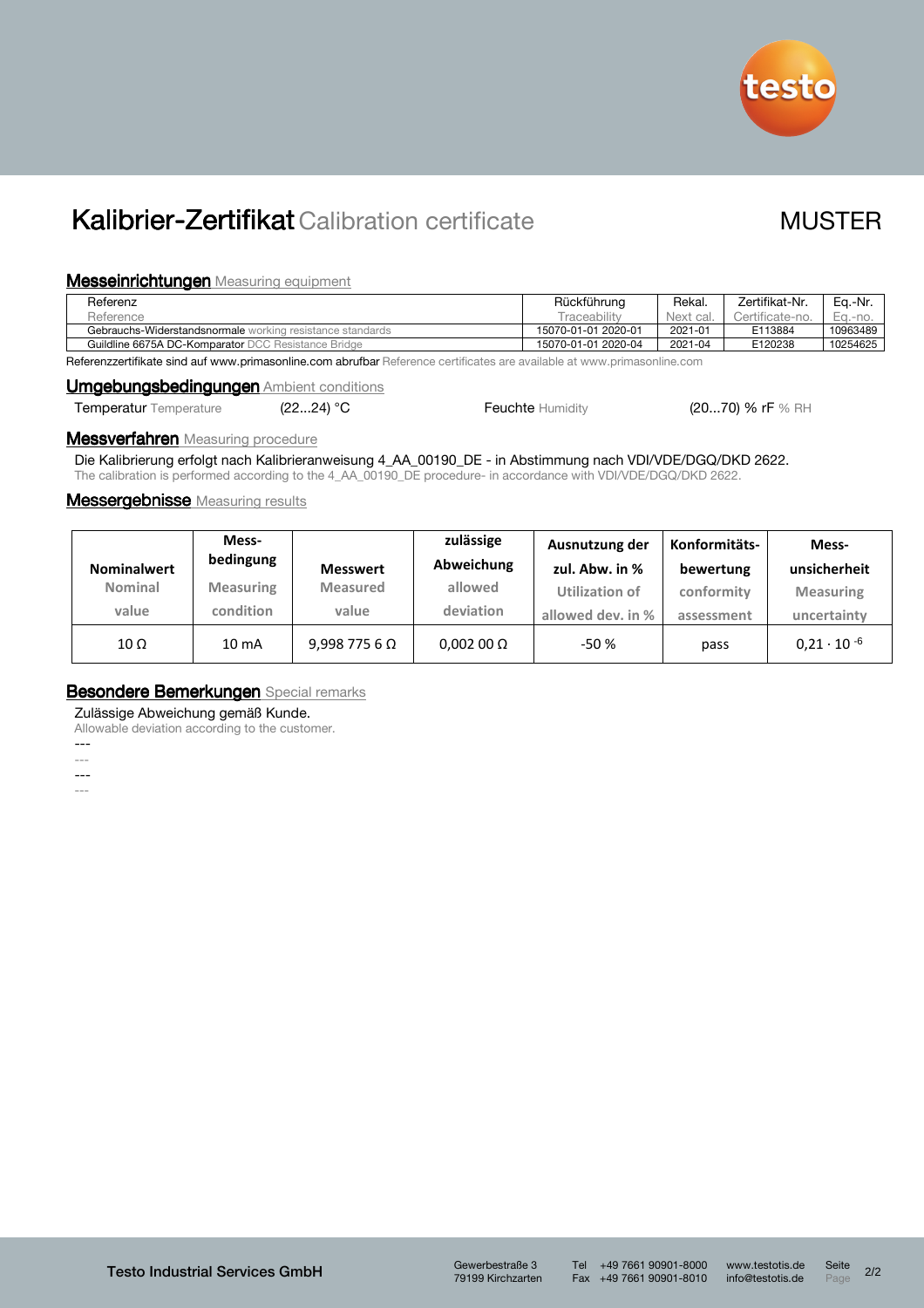# Kalibrier-Zertifikat Calibration certificate

MUSTER

## Messeinrichtungen Measuring equipment

| Referenz Reference | Rückführung Traceability | Rekal. Next cal. | Zertifikat-Nr. Certificate-no. | Eq.-Nr. Eq.-no. |
|---|---|---|---|---|
| **Gebrauchs-Widerstandsnormale** working resistance standards | 15070-01-01 2020-01 | 2021-01 | E113884 | 10963489 |
| **Guildline 6675A DC-Komparator** DCC Resistance Bridge | 15070-01-01 2020-04 | 2021-04 | E120238 | 10254625 |

Referenzzertifikate sind auf www.primasonline.com abrufbar Reference certificates are available at www.primasonline.com

## Umgebungsbedingungen Ambient conditions

Temperatur Temperature (22...24) °C

Feuchte Humidity (20...70) % rF % RH

## Messverfahren Measuring procedure

Die Kalibrierung erfolgt nach Kalibrieranweisung 4_AA_00190_DE - in Abstimmung nach VDI/VDE/DGQ/DKD 2622.
The calibration is performed according to the 4_AA_00190_DE procedure- in accordance with VDI/VDE/DGQ/DKD 2622.

## Messergebnisse Measuring results

| Nominalwert Nominal value | Mess-bedingung Measuring condition | Messwert Measured value | zulässige Abweichung allowed deviation | Ausnutzung der zul. Abw. in % Utilization of allowed dev. in % | Konformitäts-bewertung conformity assessment | Mess-unsicherheit Measuring uncertainty |
|---|---|---|---|---|---|---|
| 10 Ω | 10 mA | 9,998 775 6 Ω | 0,002 00 Ω | -50 % | pass | $0{,}21 \cdot 10^{-6}$ |

## Besondere Bemerkungen Special remarks

Zulässige Abweichung gemäß Kunde.
Allowable deviation according to the customer.

---
---
---
---

Testo Industrial Services GmbH

Gewerbestraße 3
79199 Kirchzarten

Tel +49 7661 90901-8000
Fax +49 7661 90901-8010

www.testotis.de
info@testotis.de